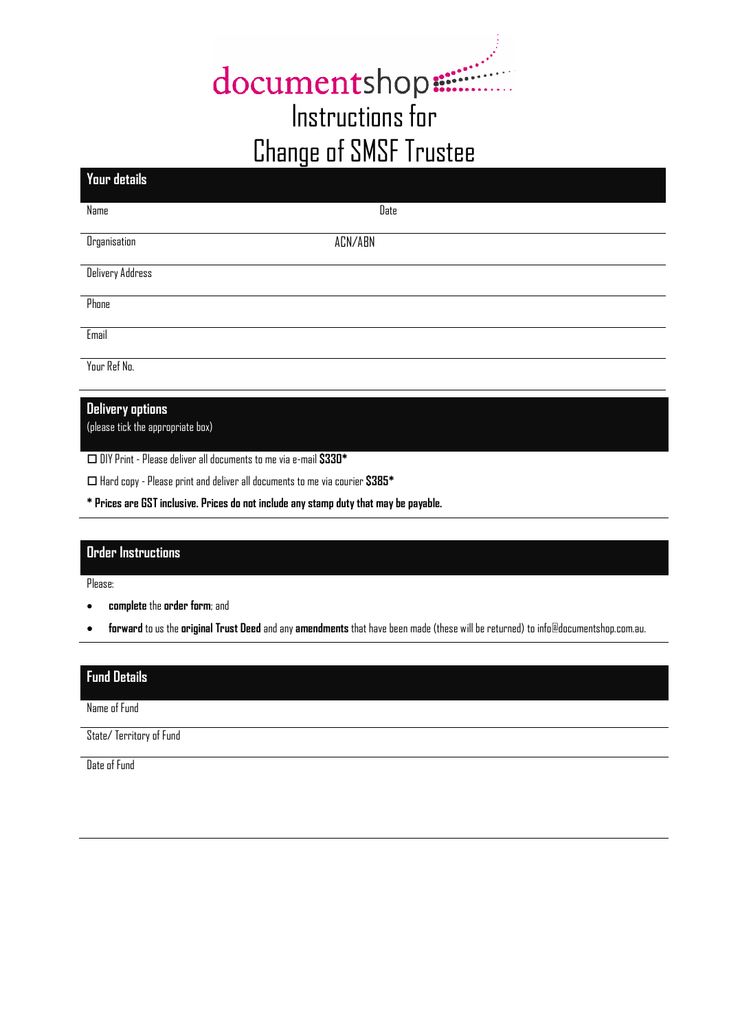documentshop

# Instructions for Change of SMSF Trustee

## Your details

Name                Date

Organisation                ACN/ABN

Delivery Address

Phone

Email

Your Ref No.

## Delivery options

(please tick the appropriate box)

☐ DIY Print - Please deliver all documents to me via e-mail **$330***

☐ Hard copy - Please print and deliver all documents to me via courier **$385***

*** Prices are GST inclusive. Prices do not include any stamp duty that may be payable.**

## Order Instructions

Please:

- **complete** the **order form**; and
- **forward** to us the **original Trust Deed** and any **amendments** that have been made (these will be returned) to info@documentshop.com.au.

## Fund Details

Name of Fund

State/ Territory of Fund

Date of Fund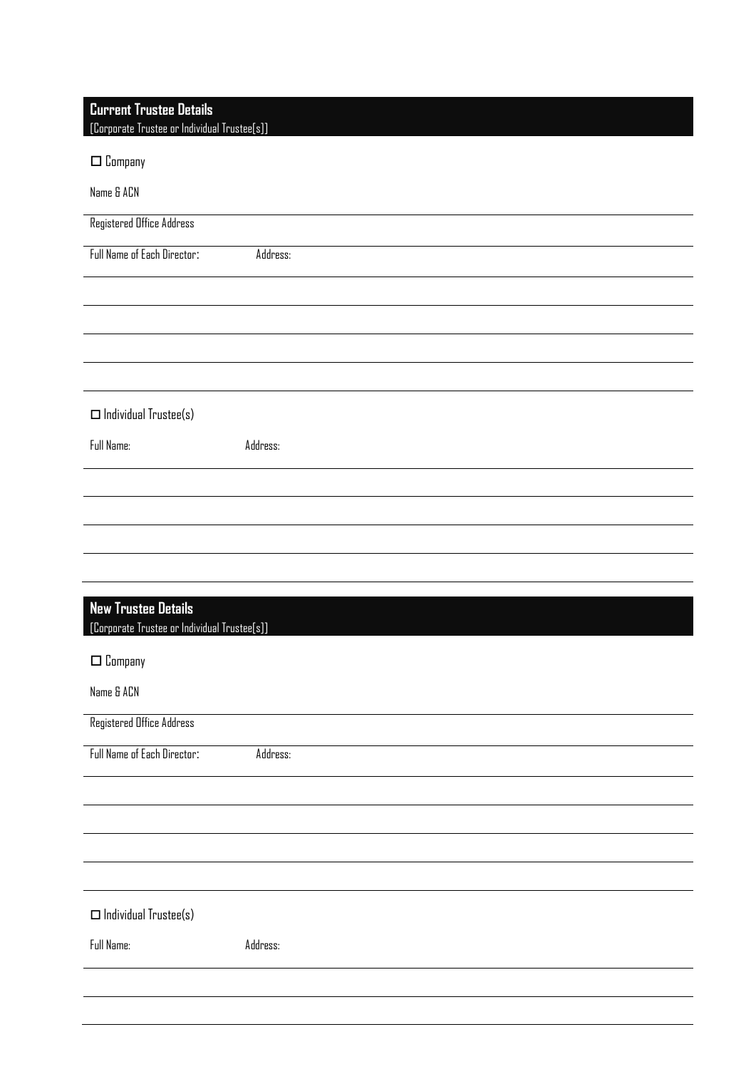## Current Trustee Details

[Corporate Trustee or Individual Trustee(s)]

☐ Company

Name & ACN

Registered Office Address

Full Name of Each Director: Address:

☐ Individual Trustee(s)

Full Name: Address:

## New Trustee Details

[Corporate Trustee or Individual Trustee(s)]

☐ Company

Name & ACN

Registered Office Address

Full Name of Each Director: Address:

☐ Individual Trustee(s)

Full Name: Address: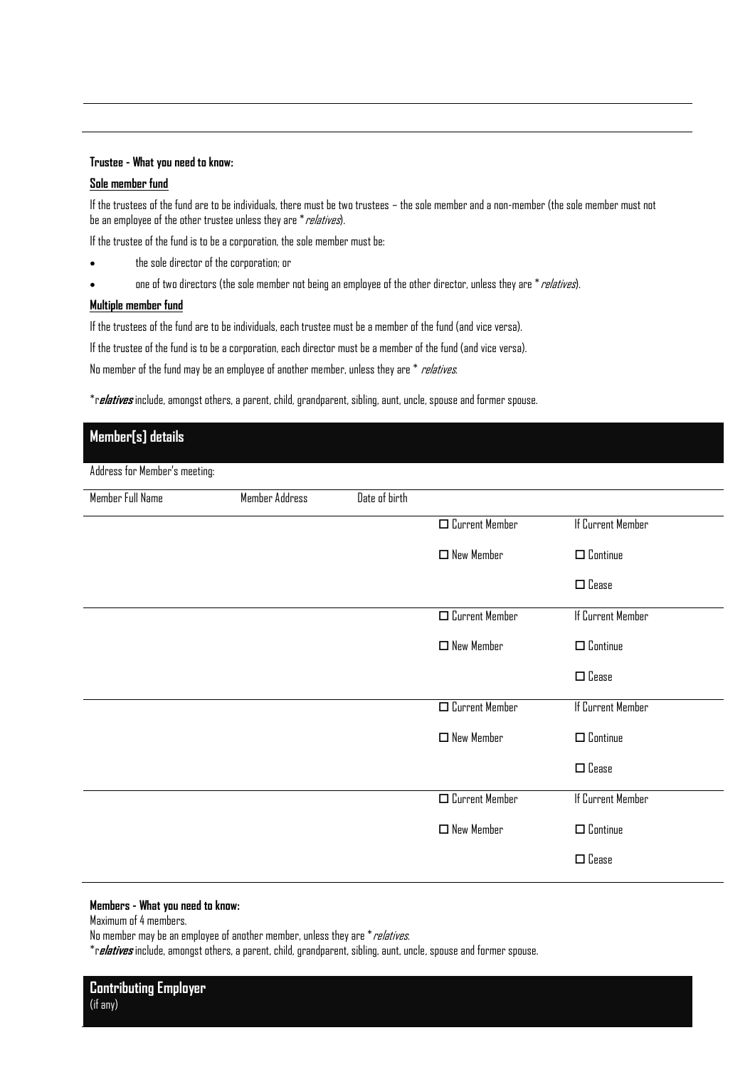**Trustee - What you need to know:**

**Sole member fund**

If the trustees of the fund are to be individuals, there must be two trustees – the sole member and a non-member (the sole member must not be an employee of the other trustee unless they are * *relatives*).

If the trustee of the fund is to be a corporation, the sole member must be:

- the sole director of the corporation; or
- one of two directors (the sole member not being an employee of the other director, unless they are * *relatives*).

**Multiple member fund**

If the trustees of the fund are to be individuals, each trustee must be a member of the fund (and vice versa).

If the trustee of the fund is to be a corporation, each director must be a member of the fund (and vice versa).

No member of the fund may be an employee of another member, unless they are * *relatives*.

*r***elatives*** include, amongst others, a parent, child, grandparent, sibling, aunt, uncle, spouse and former spouse.

## Member[s] details

Address for Member's meeting:

| Member Full Name | Member Address | Date of birth | | |
|---|---|---|---|---|
| | | | ☐ Current Member | If Current Member |
| | | | ☐ New Member | ☐ Continue |
| | | | | ☐ Cease |
| | | | ☐ Current Member | If Current Member |
| | | | ☐ New Member | ☐ Continue |
| | | | | ☐ Cease |
| | | | ☐ Current Member | If Current Member |
| | | | ☐ New Member | ☐ Continue |
| | | | | ☐ Cease |
| | | | ☐ Current Member | If Current Member |
| | | | ☐ New Member | ☐ Continue |
| | | | | ☐ Cease |

**Members - What you need to know:**

Maximum of 4 members.

No member may be an employee of another member, unless they are * *relatives*.

*r***elatives*** include, amongst others, a parent, child, grandparent, sibling, aunt, uncle, spouse and former spouse.

## Contributing Employer

(if any)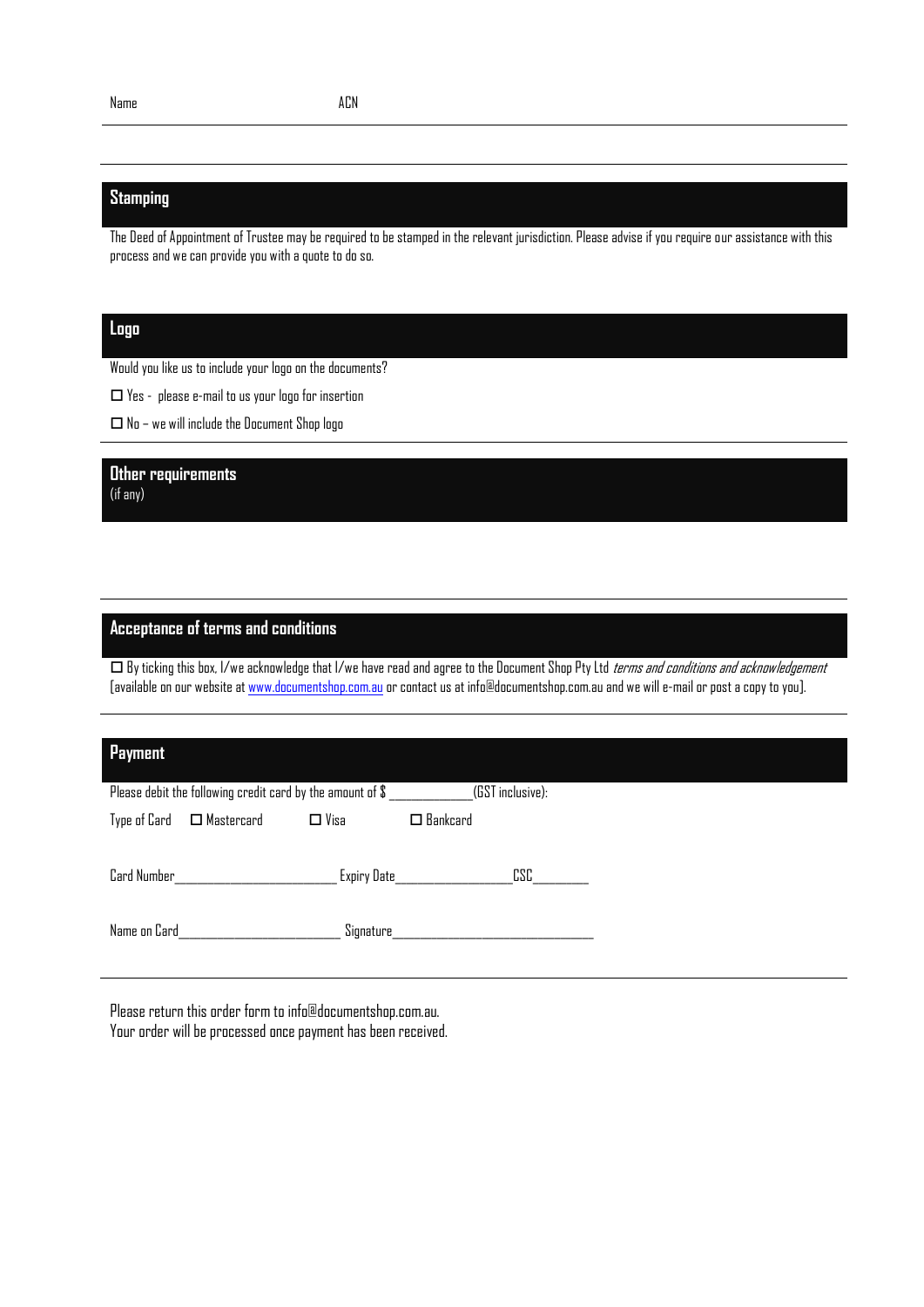Name ACN

## Stamping

The Deed of Appointment of Trustee may be required to be stamped in the relevant jurisdiction. Please advise if you require our assistance with this process and we can provide you with a quote to do so.

## Logo

Would you like us to include your logo on the documents?

☐ Yes - please e-mail to us your logo for insertion

☐ No – we will include the Document Shop logo

## Other requirements

(if any)

## Acceptance of terms and conditions

☐ By ticking this box, I/we acknowledge that I/we have read and agree to the Document Shop Pty Ltd *terms and conditions and acknowledgement* [available on our website at www.documentshop.com.au or contact us at info@documentshop.com.au and we will e-mail or post a copy to you].

## Payment

Please debit the following credit card by the amount of $ ____________ (GST inclusive):

Type of Card ☐ Mastercard ☐ Visa ☐ Bankcard

Card Number________________________ Expiry Date_________________ CSC________

Name on Card________________________ Signature______________________________

Please return this order form to info@documentshop.com.au.
Your order will be processed once payment has been received.